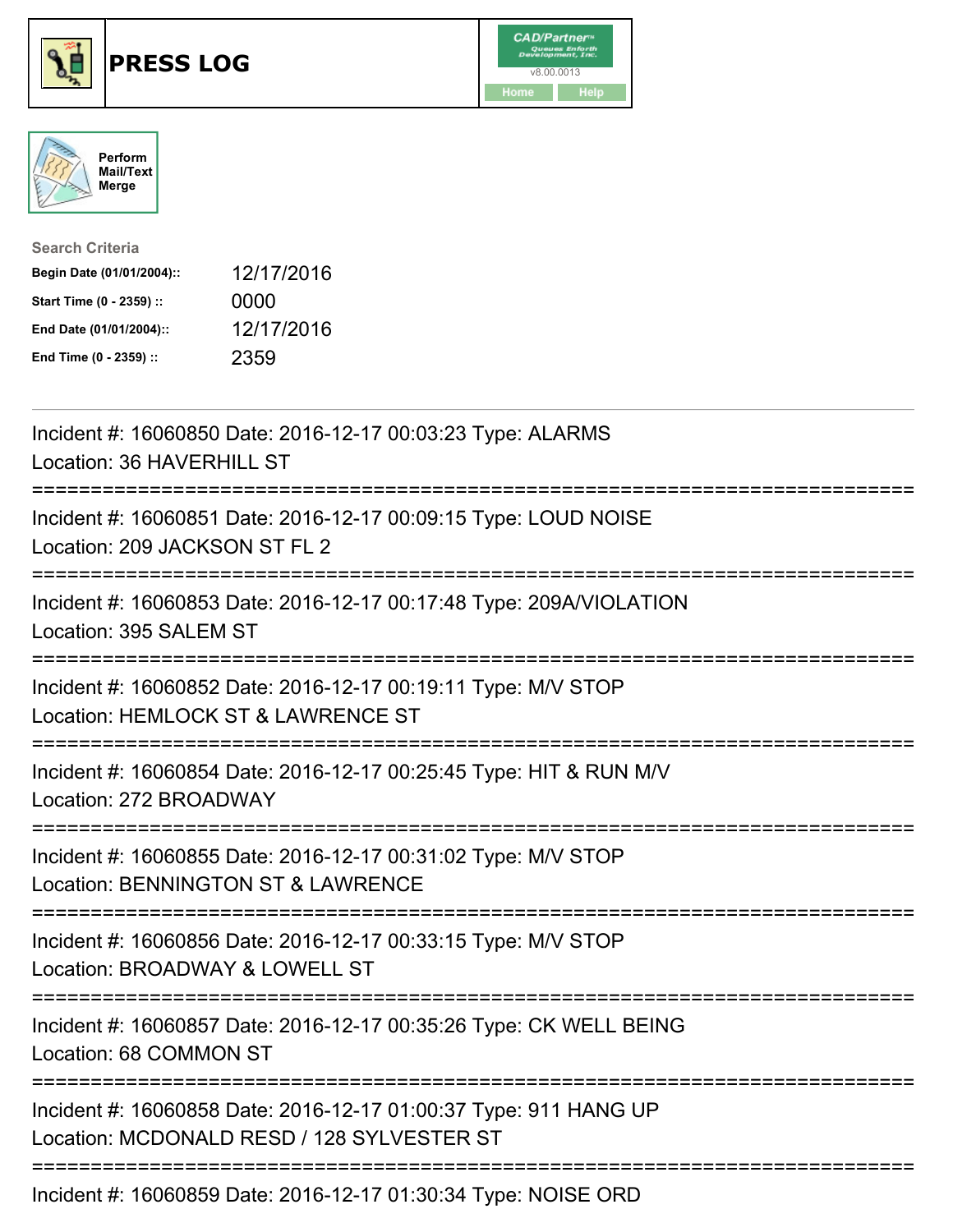# PRESS LOG

CAD/Partner v8.00.0013

Home Help

Perform Mail/Text Merge

**Search Criteria**

| | |
|---|---|
| **Begin Date (01/01/2004)::** | 12/17/2016 |
| **Start Time (0 - 2359) ::** | 0000 |
| **End Date (01/01/2004)::** | 12/17/2016 |
| **End Time (0 - 2359) ::** | 2359 |

---

Incident #: 16060850 Date: 2016-12-17 00:03:23 Type: ALARMS
Location: 36 HAVERHILL ST

===========================================================================

Incident #: 16060851 Date: 2016-12-17 00:09:15 Type: LOUD NOISE
Location: 209 JACKSON ST FL 2

===========================================================================

Incident #: 16060853 Date: 2016-12-17 00:17:48 Type: 209A/VIOLATION
Location: 395 SALEM ST

===========================================================================

Incident #: 16060852 Date: 2016-12-17 00:19:11 Type: M/V STOP
Location: HEMLOCK ST & LAWRENCE ST

===========================================================================

Incident #: 16060854 Date: 2016-12-17 00:25:45 Type: HIT & RUN M/V
Location: 272 BROADWAY

===========================================================================

Incident #: 16060855 Date: 2016-12-17 00:31:02 Type: M/V STOP
Location: BENNINGTON ST & LAWRENCE

===========================================================================

Incident #: 16060856 Date: 2016-12-17 00:33:15 Type: M/V STOP
Location: BROADWAY & LOWELL ST

===========================================================================

Incident #: 16060857 Date: 2016-12-17 00:35:26 Type: CK WELL BEING
Location: 68 COMMON ST

===========================================================================

Incident #: 16060858 Date: 2016-12-17 01:00:37 Type: 911 HANG UP
Location: MCDONALD RESD / 128 SYLVESTER ST

===========================================================================

Incident #: 16060859 Date: 2016-12-17 01:30:34 Type: NOISE ORD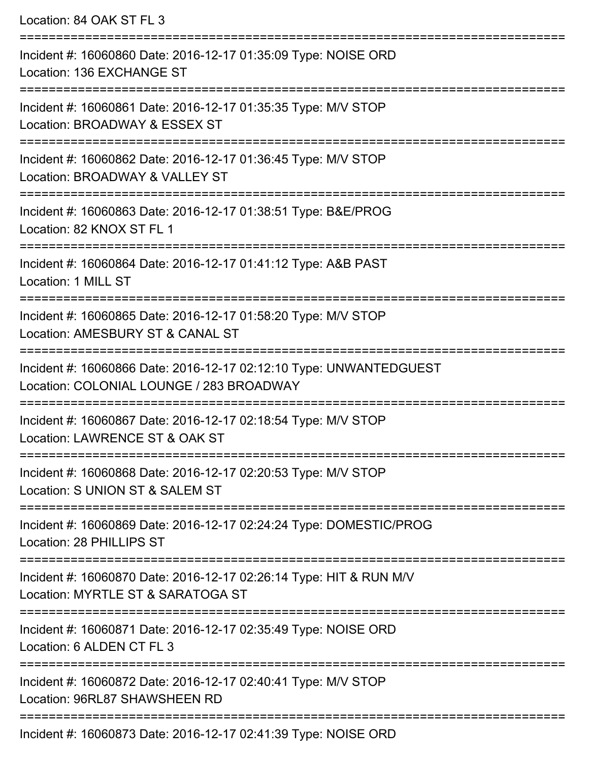Location: 84 OAK ST FL 3

===========================================================================

Incident #: 16060860 Date: 2016-12-17 01:35:09 Type: NOISE ORD
Location: 136 EXCHANGE ST

===========================================================================

Incident #: 16060861 Date: 2016-12-17 01:35:35 Type: M/V STOP
Location: BROADWAY & ESSEX ST

===========================================================================

Incident #: 16060862 Date: 2016-12-17 01:36:45 Type: M/V STOP
Location: BROADWAY & VALLEY ST

===========================================================================

Incident #: 16060863 Date: 2016-12-17 01:38:51 Type: B&E/PROG
Location: 82 KNOX ST FL 1

===========================================================================

Incident #: 16060864 Date: 2016-12-17 01:41:12 Type: A&B PAST
Location: 1 MILL ST

===========================================================================

Incident #: 16060865 Date: 2016-12-17 01:58:20 Type: M/V STOP
Location: AMESBURY ST & CANAL ST

===========================================================================

Incident #: 16060866 Date: 2016-12-17 02:12:10 Type: UNWANTEDGUEST
Location: COLONIAL LOUNGE / 283 BROADWAY

===========================================================================

Incident #: 16060867 Date: 2016-12-17 02:18:54 Type: M/V STOP
Location: LAWRENCE ST & OAK ST

===========================================================================

Incident #: 16060868 Date: 2016-12-17 02:20:53 Type: M/V STOP
Location: S UNION ST & SALEM ST

===========================================================================

Incident #: 16060869 Date: 2016-12-17 02:24:24 Type: DOMESTIC/PROG
Location: 28 PHILLIPS ST

===========================================================================

Incident #: 16060870 Date: 2016-12-17 02:26:14 Type: HIT & RUN M/V
Location: MYRTLE ST & SARATOGA ST

===========================================================================

Incident #: 16060871 Date: 2016-12-17 02:35:49 Type: NOISE ORD
Location: 6 ALDEN CT FL 3

===========================================================================

Incident #: 16060872 Date: 2016-12-17 02:40:41 Type: M/V STOP
Location: 96RL87 SHAWSHEEN RD

===========================================================================

Incident #: 16060873 Date: 2016-12-17 02:41:39 Type: NOISE ORD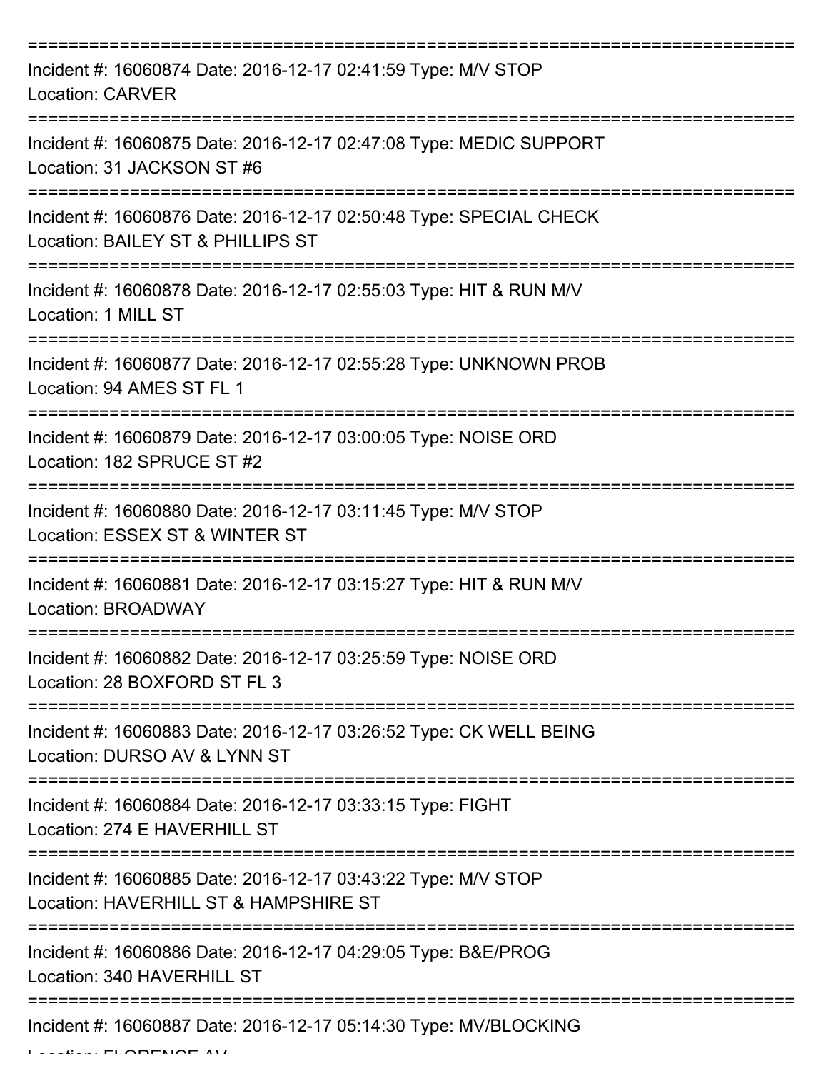===========================================================================

Incident #: 16060874 Date: 2016-12-17 02:41:59 Type: M/V STOP
Location: CARVER

===========================================================================

Incident #: 16060875 Date: 2016-12-17 02:47:08 Type: MEDIC SUPPORT
Location: 31 JACKSON ST #6

===========================================================================

Incident #: 16060876 Date: 2016-12-17 02:50:48 Type: SPECIAL CHECK
Location: BAILEY ST & PHILLIPS ST

===========================================================================

Incident #: 16060878 Date: 2016-12-17 02:55:03 Type: HIT & RUN M/V
Location: 1 MILL ST

===========================================================================

Incident #: 16060877 Date: 2016-12-17 02:55:28 Type: UNKNOWN PROB
Location: 94 AMES ST FL 1

===========================================================================

Incident #: 16060879 Date: 2016-12-17 03:00:05 Type: NOISE ORD
Location: 182 SPRUCE ST #2

===========================================================================

Incident #: 16060880 Date: 2016-12-17 03:11:45 Type: M/V STOP
Location: ESSEX ST & WINTER ST

===========================================================================

Incident #: 16060881 Date: 2016-12-17 03:15:27 Type: HIT & RUN M/V
Location: BROADWAY

===========================================================================

Incident #: 16060882 Date: 2016-12-17 03:25:59 Type: NOISE ORD
Location: 28 BOXFORD ST FL 3

===========================================================================

Incident #: 16060883 Date: 2016-12-17 03:26:52 Type: CK WELL BEING
Location: DURSO AV & LYNN ST

===========================================================================

Incident #: 16060884 Date: 2016-12-17 03:33:15 Type: FIGHT
Location: 274 E HAVERHILL ST

===========================================================================

Incident #: 16060885 Date: 2016-12-17 03:43:22 Type: M/V STOP
Location: HAVERHILL ST & HAMPSHIRE ST

===========================================================================

Incident #: 16060886 Date: 2016-12-17 04:29:05 Type: B&E/PROG
Location: 340 HAVERHILL ST

===========================================================================

Incident #: 16060887 Date: 2016-12-17 05:14:30 Type: MV/BLOCKING
Location: FLORENCE AV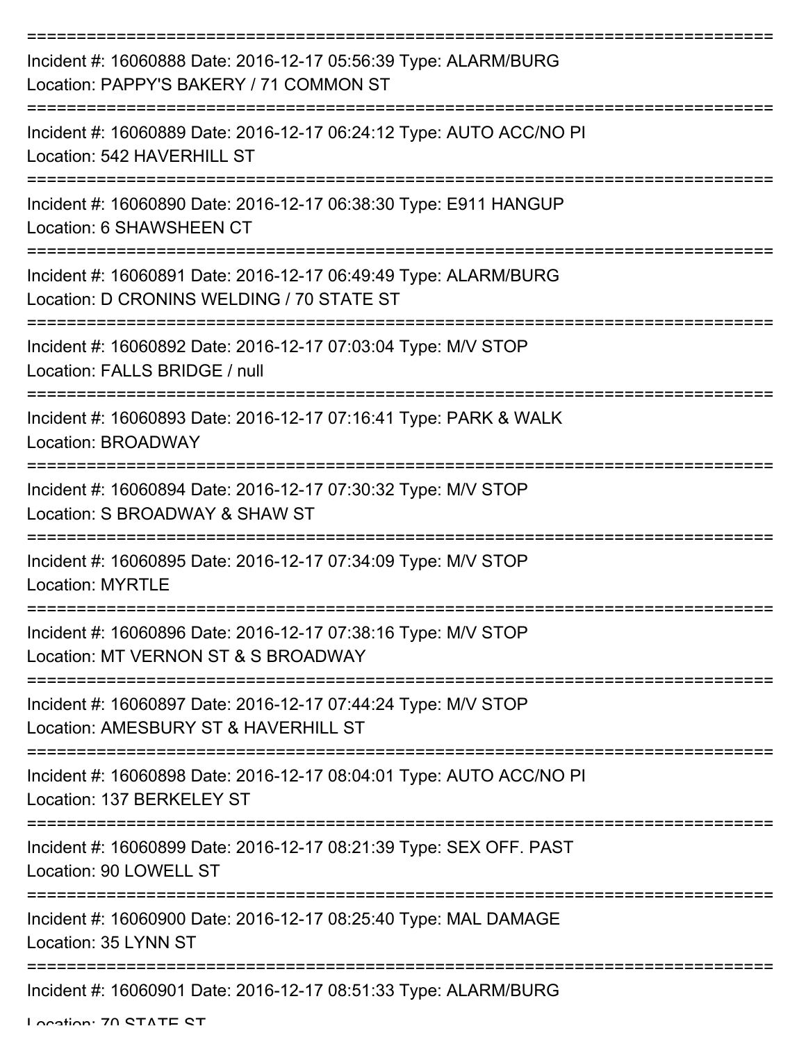===========================================================================

Incident #: 16060888 Date: 2016-12-17 05:56:39 Type: ALARM/BURG
Location: PAPPY'S BAKERY / 71 COMMON ST

===========================================================================

Incident #: 16060889 Date: 2016-12-17 06:24:12 Type: AUTO ACC/NO PI
Location: 542 HAVERHILL ST

===========================================================================

Incident #: 16060890 Date: 2016-12-17 06:38:30 Type: E911 HANGUP
Location: 6 SHAWSHEEN CT

===========================================================================

Incident #: 16060891 Date: 2016-12-17 06:49:49 Type: ALARM/BURG
Location: D CRONINS WELDING / 70 STATE ST

===========================================================================

Incident #: 16060892 Date: 2016-12-17 07:03:04 Type: M/V STOP
Location: FALLS BRIDGE / null

===========================================================================

Incident #: 16060893 Date: 2016-12-17 07:16:41 Type: PARK & WALK
Location: BROADWAY

===========================================================================

Incident #: 16060894 Date: 2016-12-17 07:30:32 Type: M/V STOP
Location: S BROADWAY & SHAW ST

===========================================================================

Incident #: 16060895 Date: 2016-12-17 07:34:09 Type: M/V STOP
Location: MYRTLE

===========================================================================

Incident #: 16060896 Date: 2016-12-17 07:38:16 Type: M/V STOP
Location: MT VERNON ST & S BROADWAY

===========================================================================

Incident #: 16060897 Date: 2016-12-17 07:44:24 Type: M/V STOP
Location: AMESBURY ST & HAVERHILL ST

===========================================================================

Incident #: 16060898 Date: 2016-12-17 08:04:01 Type: AUTO ACC/NO PI
Location: 137 BERKELEY ST

===========================================================================

Incident #: 16060899 Date: 2016-12-17 08:21:39 Type: SEX OFF. PAST
Location: 90 LOWELL ST

===========================================================================

Incident #: 16060900 Date: 2016-12-17 08:25:40 Type: MAL DAMAGE
Location: 35 LYNN ST

===========================================================================

Incident #: 16060901 Date: 2016-12-17 08:51:33 Type: ALARM/BURG
Location: 70 STATE ST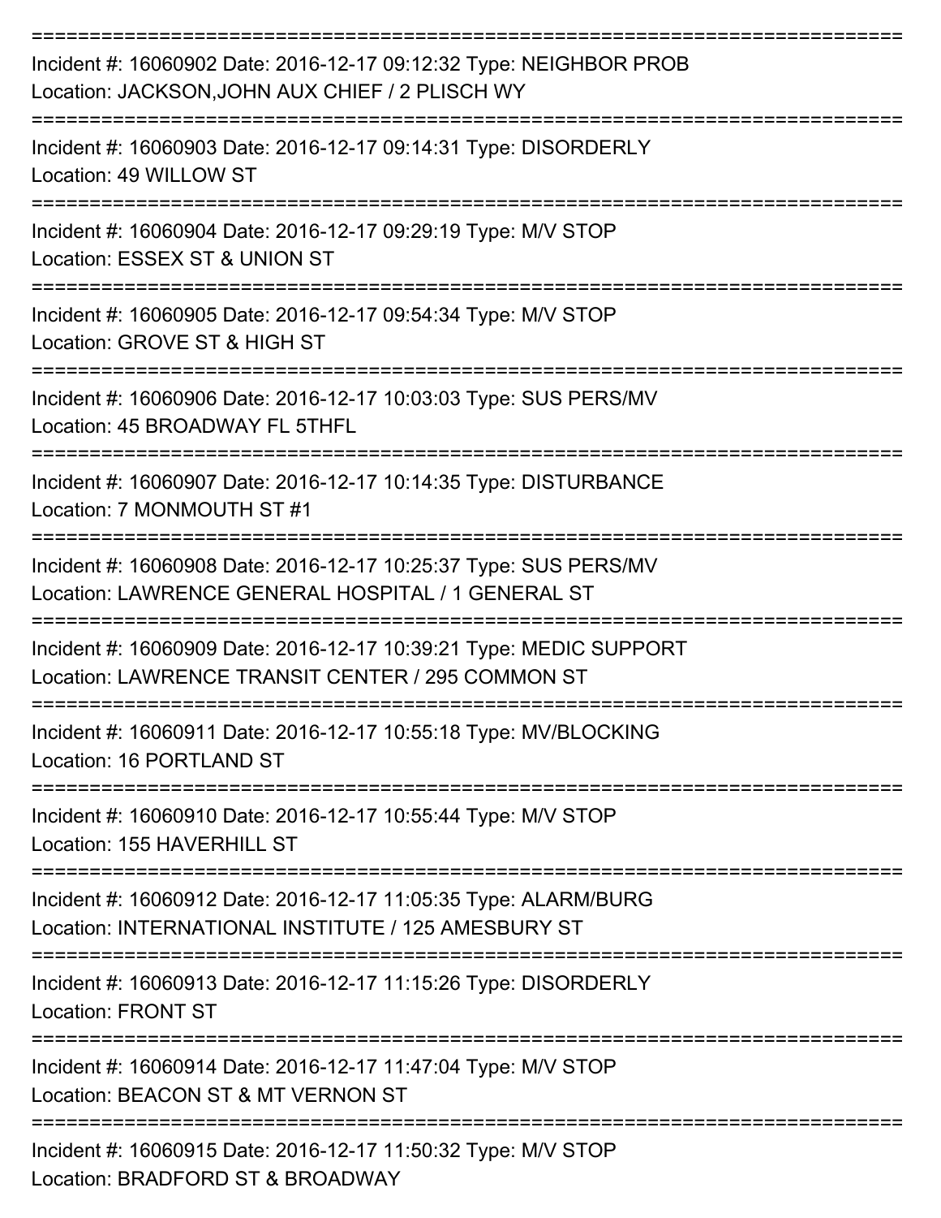===========================================================================

Incident #: 16060902 Date: 2016-12-17 09:12:32 Type: NEIGHBOR PROB
Location: JACKSON,JOHN AUX CHIEF / 2 PLISCH WY

===========================================================================

Incident #: 16060903 Date: 2016-12-17 09:14:31 Type: DISORDERLY
Location: 49 WILLOW ST

===========================================================================

Incident #: 16060904 Date: 2016-12-17 09:29:19 Type: M/V STOP
Location: ESSEX ST & UNION ST

===========================================================================

Incident #: 16060905 Date: 2016-12-17 09:54:34 Type: M/V STOP
Location: GROVE ST & HIGH ST

===========================================================================

Incident #: 16060906 Date: 2016-12-17 10:03:03 Type: SUS PERS/MV
Location: 45 BROADWAY FL 5THFL

===========================================================================

Incident #: 16060907 Date: 2016-12-17 10:14:35 Type: DISTURBANCE
Location: 7 MONMOUTH ST #1

===========================================================================

Incident #: 16060908 Date: 2016-12-17 10:25:37 Type: SUS PERS/MV
Location: LAWRENCE GENERAL HOSPITAL / 1 GENERAL ST

===========================================================================

Incident #: 16060909 Date: 2016-12-17 10:39:21 Type: MEDIC SUPPORT
Location: LAWRENCE TRANSIT CENTER / 295 COMMON ST

===========================================================================

Incident #: 16060911 Date: 2016-12-17 10:55:18 Type: MV/BLOCKING
Location: 16 PORTLAND ST

===========================================================================

Incident #: 16060910 Date: 2016-12-17 10:55:44 Type: M/V STOP
Location: 155 HAVERHILL ST

===========================================================================

Incident #: 16060912 Date: 2016-12-17 11:05:35 Type: ALARM/BURG
Location: INTERNATIONAL INSTITUTE / 125 AMESBURY ST

===========================================================================

Incident #: 16060913 Date: 2016-12-17 11:15:26 Type: DISORDERLY
Location: FRONT ST

===========================================================================

Incident #: 16060914 Date: 2016-12-17 11:47:04 Type: M/V STOP
Location: BEACON ST & MT VERNON ST

===========================================================================

Incident #: 16060915 Date: 2016-12-17 11:50:32 Type: M/V STOP
Location: BRADFORD ST & BROADWAY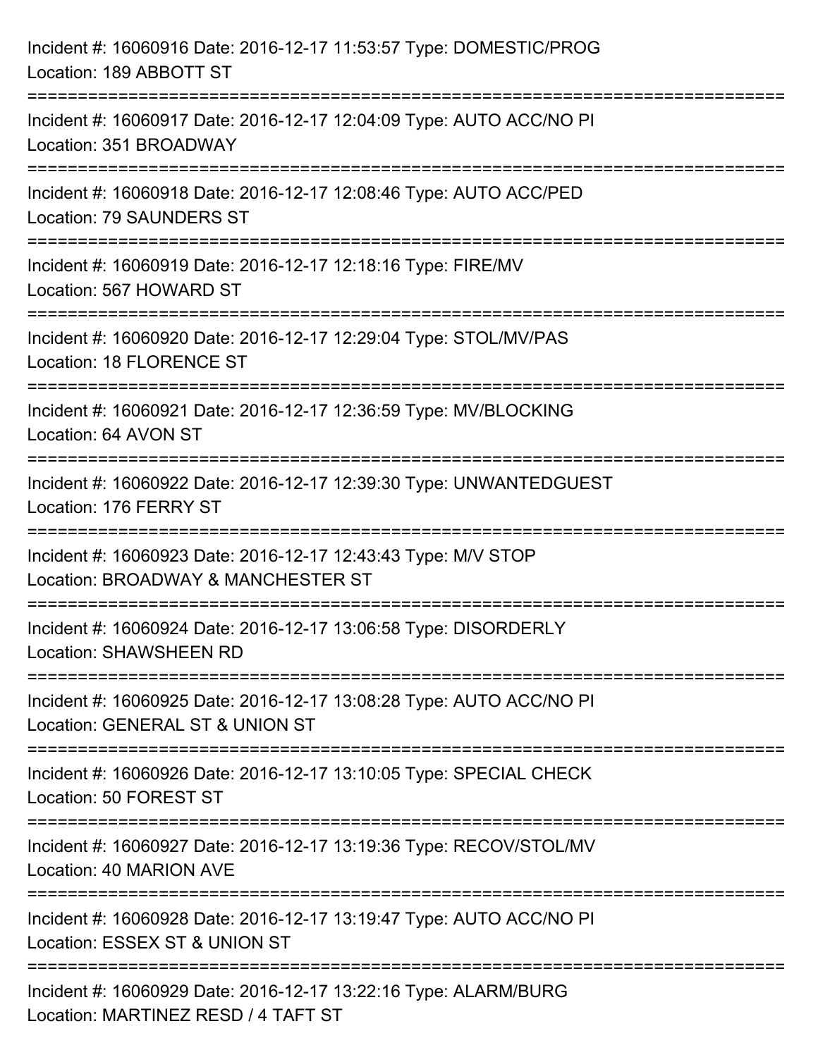Incident #: 16060916 Date: 2016-12-17 11:53:57 Type: DOMESTIC/PROG
Location: 189 ABBOTT ST

===========================================================================

Incident #: 16060917 Date: 2016-12-17 12:04:09 Type: AUTO ACC/NO PI
Location: 351 BROADWAY

===========================================================================

Incident #: 16060918 Date: 2016-12-17 12:08:46 Type: AUTO ACC/PED
Location: 79 SAUNDERS ST

===========================================================================

Incident #: 16060919 Date: 2016-12-17 12:18:16 Type: FIRE/MV
Location: 567 HOWARD ST

===========================================================================

Incident #: 16060920 Date: 2016-12-17 12:29:04 Type: STOL/MV/PAS
Location: 18 FLORENCE ST

===========================================================================

Incident #: 16060921 Date: 2016-12-17 12:36:59 Type: MV/BLOCKING
Location: 64 AVON ST

===========================================================================

Incident #: 16060922 Date: 2016-12-17 12:39:30 Type: UNWANTEDGUEST
Location: 176 FERRY ST

===========================================================================

Incident #: 16060923 Date: 2016-12-17 12:43:43 Type: M/V STOP
Location: BROADWAY & MANCHESTER ST

===========================================================================

Incident #: 16060924 Date: 2016-12-17 13:06:58 Type: DISORDERLY
Location: SHAWSHEEN RD

===========================================================================

Incident #: 16060925 Date: 2016-12-17 13:08:28 Type: AUTO ACC/NO PI
Location: GENERAL ST & UNION ST

===========================================================================

Incident #: 16060926 Date: 2016-12-17 13:10:05 Type: SPECIAL CHECK
Location: 50 FOREST ST

===========================================================================

Incident #: 16060927 Date: 2016-12-17 13:19:36 Type: RECOV/STOL/MV
Location: 40 MARION AVE

===========================================================================

Incident #: 16060928 Date: 2016-12-17 13:19:47 Type: AUTO ACC/NO PI
Location: ESSEX ST & UNION ST

===========================================================================

Incident #: 16060929 Date: 2016-12-17 13:22:16 Type: ALARM/BURG
Location: MARTINEZ RESD / 4 TAFT ST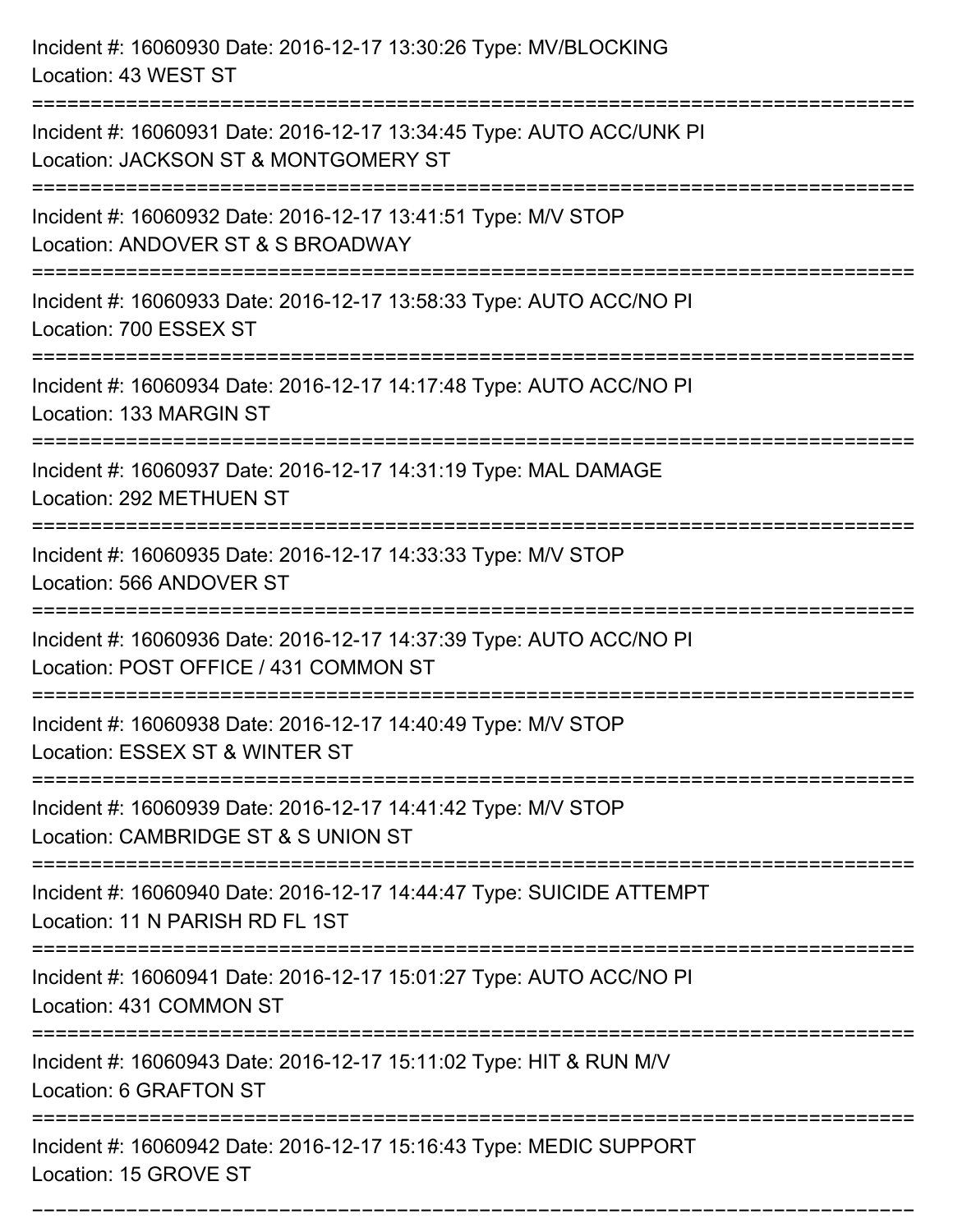Incident #: 16060930 Date: 2016-12-17 13:30:26 Type: MV/BLOCKING
Location: 43 WEST ST

===========================================================================

Incident #: 16060931 Date: 2016-12-17 13:34:45 Type: AUTO ACC/UNK PI
Location: JACKSON ST & MONTGOMERY ST

===========================================================================

Incident #: 16060932 Date: 2016-12-17 13:41:51 Type: M/V STOP
Location: ANDOVER ST & S BROADWAY

===========================================================================

Incident #: 16060933 Date: 2016-12-17 13:58:33 Type: AUTO ACC/NO PI
Location: 700 ESSEX ST

===========================================================================

Incident #: 16060934 Date: 2016-12-17 14:17:48 Type: AUTO ACC/NO PI
Location: 133 MARGIN ST

===========================================================================

Incident #: 16060937 Date: 2016-12-17 14:31:19 Type: MAL DAMAGE
Location: 292 METHUEN ST

===========================================================================

Incident #: 16060935 Date: 2016-12-17 14:33:33 Type: M/V STOP
Location: 566 ANDOVER ST

===========================================================================

Incident #: 16060936 Date: 2016-12-17 14:37:39 Type: AUTO ACC/NO PI
Location: POST OFFICE / 431 COMMON ST

===========================================================================

Incident #: 16060938 Date: 2016-12-17 14:40:49 Type: M/V STOP
Location: ESSEX ST & WINTER ST

===========================================================================

Incident #: 16060939 Date: 2016-12-17 14:41:42 Type: M/V STOP
Location: CAMBRIDGE ST & S UNION ST

===========================================================================

Incident #: 16060940 Date: 2016-12-17 14:44:47 Type: SUICIDE ATTEMPT
Location: 11 N PARISH RD FL 1ST

===========================================================================

Incident #: 16060941 Date: 2016-12-17 15:01:27 Type: AUTO ACC/NO PI
Location: 431 COMMON ST

===========================================================================

Incident #: 16060943 Date: 2016-12-17 15:11:02 Type: HIT & RUN M/V
Location: 6 GRAFTON ST

===========================================================================

Incident #: 16060942 Date: 2016-12-17 15:16:43 Type: MEDIC SUPPORT
Location: 15 GROVE ST

===========================================================================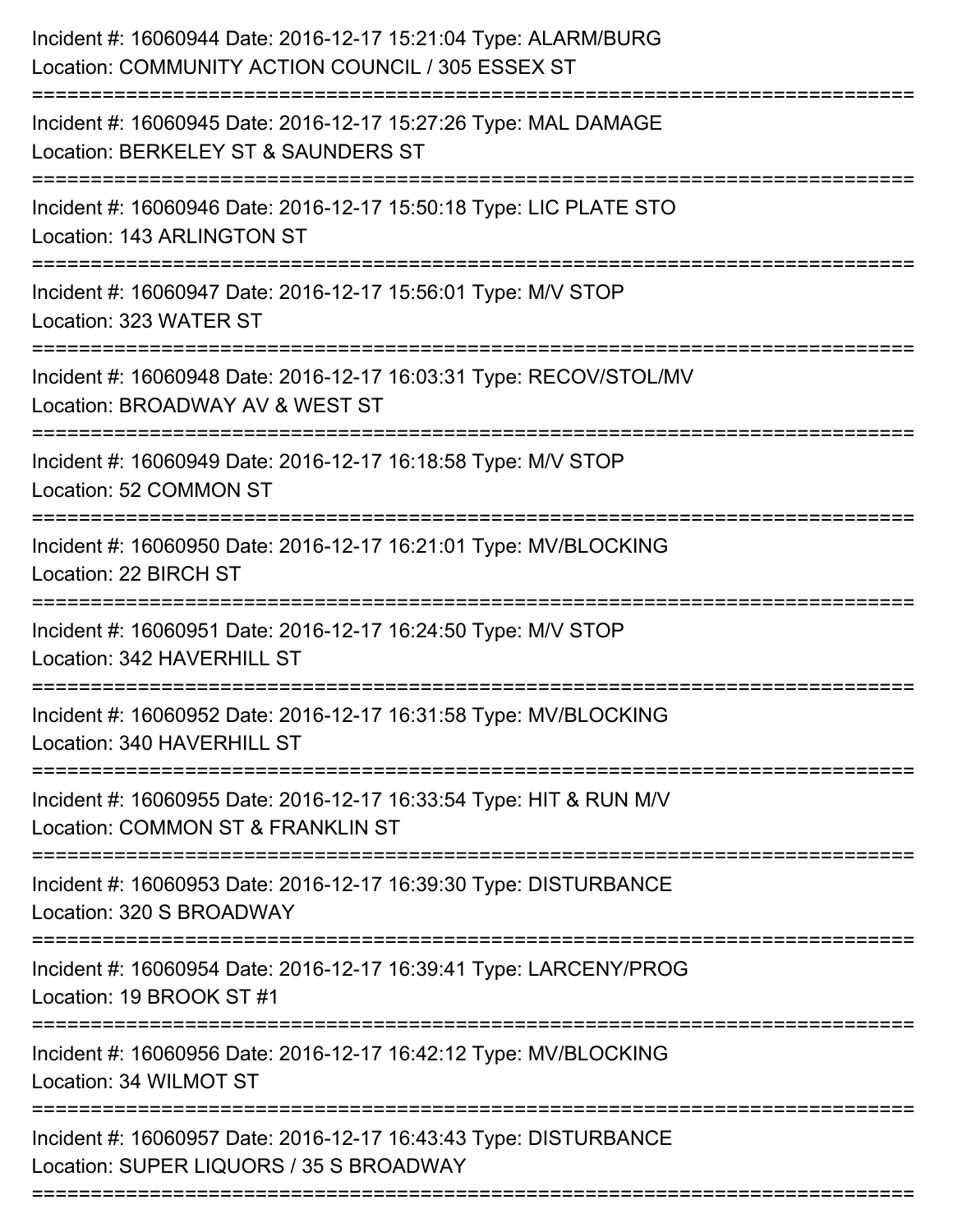Incident #: 16060944 Date: 2016-12-17 15:21:04 Type: ALARM/BURG
Location: COMMUNITY ACTION COUNCIL / 305 ESSEX ST

===========================================================================

Incident #: 16060945 Date: 2016-12-17 15:27:26 Type: MAL DAMAGE
Location: BERKELEY ST & SAUNDERS ST

===========================================================================

Incident #: 16060946 Date: 2016-12-17 15:50:18 Type: LIC PLATE STO
Location: 143 ARLINGTON ST

===========================================================================

Incident #: 16060947 Date: 2016-12-17 15:56:01 Type: M/V STOP
Location: 323 WATER ST

===========================================================================

Incident #: 16060948 Date: 2016-12-17 16:03:31 Type: RECOV/STOL/MV
Location: BROADWAY AV & WEST ST

===========================================================================

Incident #: 16060949 Date: 2016-12-17 16:18:58 Type: M/V STOP
Location: 52 COMMON ST

===========================================================================

Incident #: 16060950 Date: 2016-12-17 16:21:01 Type: MV/BLOCKING
Location: 22 BIRCH ST

===========================================================================

Incident #: 16060951 Date: 2016-12-17 16:24:50 Type: M/V STOP
Location: 342 HAVERHILL ST

===========================================================================

Incident #: 16060952 Date: 2016-12-17 16:31:58 Type: MV/BLOCKING
Location: 340 HAVERHILL ST

===========================================================================

Incident #: 16060955 Date: 2016-12-17 16:33:54 Type: HIT & RUN M/V
Location: COMMON ST & FRANKLIN ST

===========================================================================

Incident #: 16060953 Date: 2016-12-17 16:39:30 Type: DISTURBANCE
Location: 320 S BROADWAY

===========================================================================

Incident #: 16060954 Date: 2016-12-17 16:39:41 Type: LARCENY/PROG
Location: 19 BROOK ST #1

===========================================================================

Incident #: 16060956 Date: 2016-12-17 16:42:12 Type: MV/BLOCKING
Location: 34 WILMOT ST

===========================================================================

Incident #: 16060957 Date: 2016-12-17 16:43:43 Type: DISTURBANCE
Location: SUPER LIQUORS / 35 S BROADWAY

===========================================================================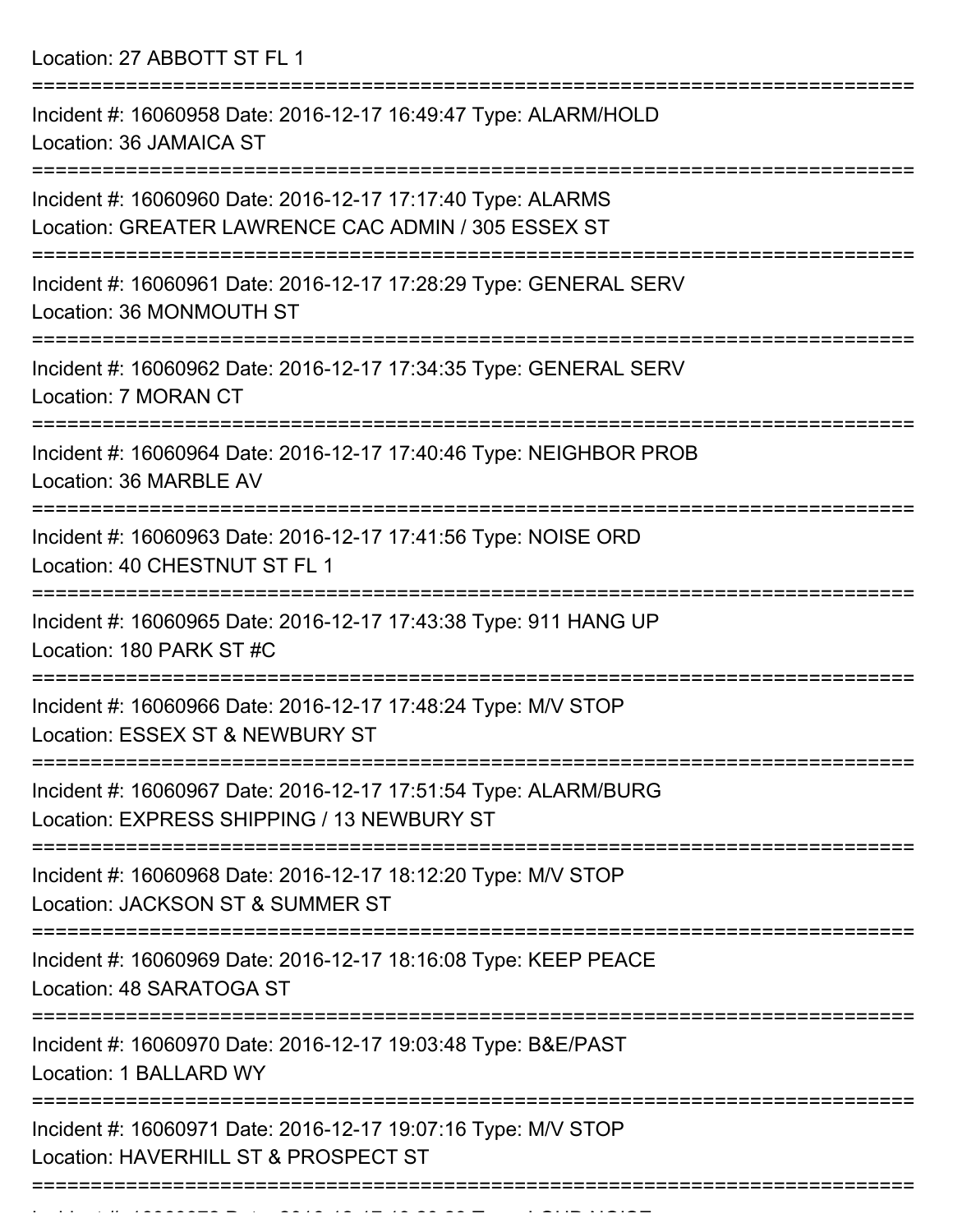Location: 27 ABBOTT ST FL 1

===========================================================================

Incident #: 16060958 Date: 2016-12-17 16:49:47 Type: ALARM/HOLD
Location: 36 JAMAICA ST

===========================================================================

Incident #: 16060960 Date: 2016-12-17 17:17:40 Type: ALARMS
Location: GREATER LAWRENCE CAC ADMIN / 305 ESSEX ST

===========================================================================

Incident #: 16060961 Date: 2016-12-17 17:28:29 Type: GENERAL SERV
Location: 36 MONMOUTH ST

===========================================================================

Incident #: 16060962 Date: 2016-12-17 17:34:35 Type: GENERAL SERV
Location: 7 MORAN CT

===========================================================================

Incident #: 16060964 Date: 2016-12-17 17:40:46 Type: NEIGHBOR PROB
Location: 36 MARBLE AV

===========================================================================

Incident #: 16060963 Date: 2016-12-17 17:41:56 Type: NOISE ORD
Location: 40 CHESTNUT ST FL 1

===========================================================================

Incident #: 16060965 Date: 2016-12-17 17:43:38 Type: 911 HANG UP
Location: 180 PARK ST #C

===========================================================================

Incident #: 16060966 Date: 2016-12-17 17:48:24 Type: M/V STOP
Location: ESSEX ST & NEWBURY ST

===========================================================================

Incident #: 16060967 Date: 2016-12-17 17:51:54 Type: ALARM/BURG
Location: EXPRESS SHIPPING / 13 NEWBURY ST

===========================================================================

Incident #: 16060968 Date: 2016-12-17 18:12:20 Type: M/V STOP
Location: JACKSON ST & SUMMER ST

===========================================================================

Incident #: 16060969 Date: 2016-12-17 18:16:08 Type: KEEP PEACE
Location: 48 SARATOGA ST

===========================================================================

Incident #: 16060970 Date: 2016-12-17 19:03:48 Type: B&E/PAST
Location: 1 BALLARD WY

===========================================================================

Incident #: 16060971 Date: 2016-12-17 19:07:16 Type: M/V STOP
Location: HAVERHILL ST & PROSPECT ST

===========================================================================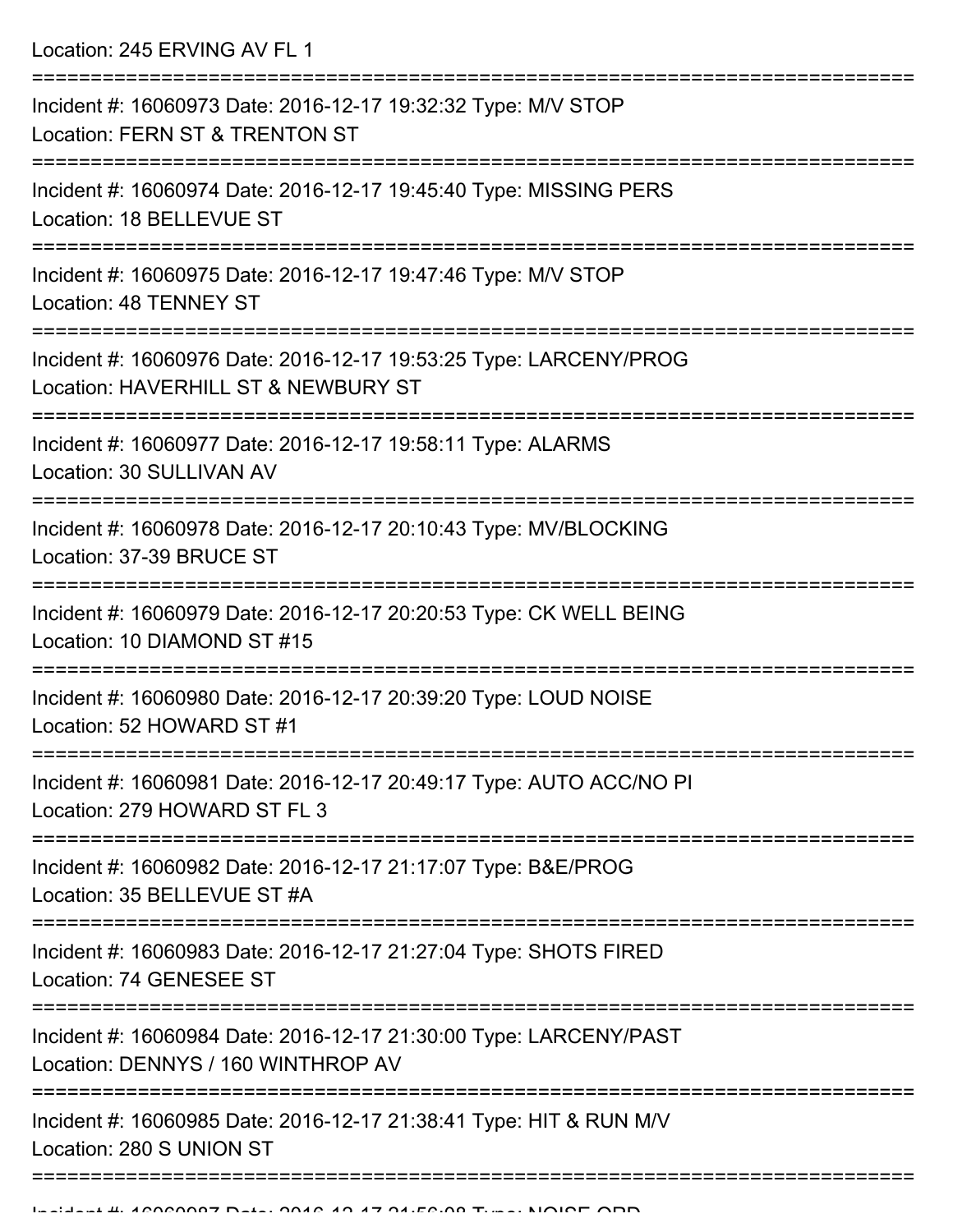Location: 245 ERVING AV FL 1

===========================================================================

Incident #: 16060973 Date: 2016-12-17 19:32:32 Type: M/V STOP
Location: FERN ST & TRENTON ST

===========================================================================

Incident #: 16060974 Date: 2016-12-17 19:45:40 Type: MISSING PERS
Location: 18 BELLEVUE ST

===========================================================================

Incident #: 16060975 Date: 2016-12-17 19:47:46 Type: M/V STOP
Location: 48 TENNEY ST

===========================================================================

Incident #: 16060976 Date: 2016-12-17 19:53:25 Type: LARCENY/PROG
Location: HAVERHILL ST & NEWBURY ST

===========================================================================

Incident #: 16060977 Date: 2016-12-17 19:58:11 Type: ALARMS
Location: 30 SULLIVAN AV

===========================================================================

Incident #: 16060978 Date: 2016-12-17 20:10:43 Type: MV/BLOCKING
Location: 37-39 BRUCE ST

===========================================================================

Incident #: 16060979 Date: 2016-12-17 20:20:53 Type: CK WELL BEING
Location: 10 DIAMOND ST #15

===========================================================================

Incident #: 16060980 Date: 2016-12-17 20:39:20 Type: LOUD NOISE
Location: 52 HOWARD ST #1

===========================================================================

Incident #: 16060981 Date: 2016-12-17 20:49:17 Type: AUTO ACC/NO PI
Location: 279 HOWARD ST FL 3

===========================================================================

Incident #: 16060982 Date: 2016-12-17 21:17:07 Type: B&E/PROG
Location: 35 BELLEVUE ST #A

===========================================================================

Incident #: 16060983 Date: 2016-12-17 21:27:04 Type: SHOTS FIRED
Location: 74 GENESEE ST

===========================================================================

Incident #: 16060984 Date: 2016-12-17 21:30:00 Type: LARCENY/PAST
Location: DENNYS / 160 WINTHROP AV

===========================================================================

Incident #: 16060985 Date: 2016-12-17 21:38:41 Type: HIT & RUN M/V
Location: 280 S UNION ST

===========================================================================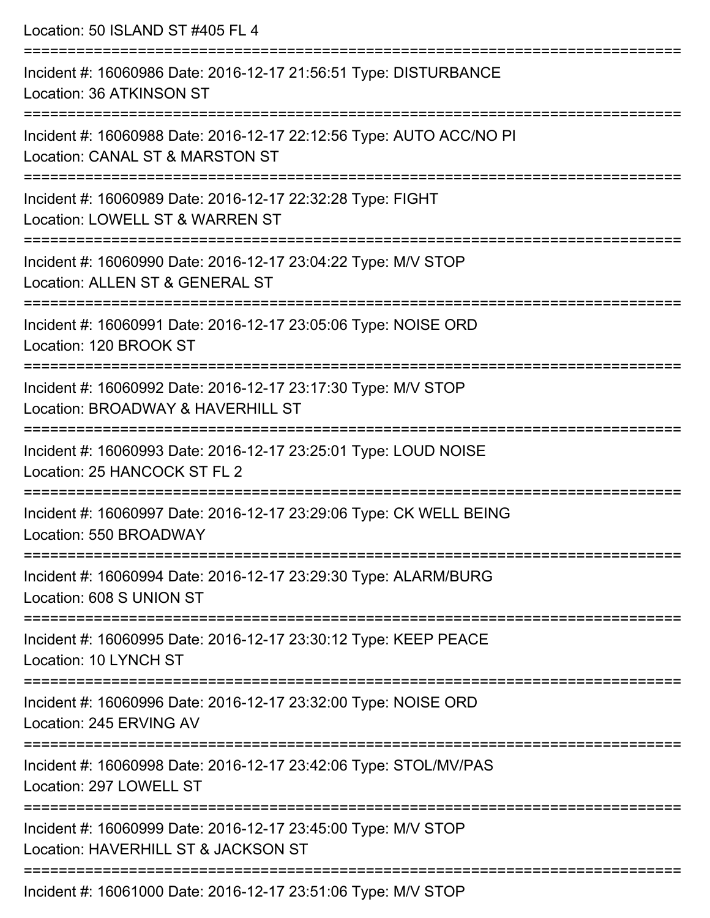Location: 50 ISLAND ST #405 FL 4

===========================================================================

Incident #: 16060986 Date: 2016-12-17 21:56:51 Type: DISTURBANCE
Location: 36 ATKINSON ST

===========================================================================

Incident #: 16060988 Date: 2016-12-17 22:12:56 Type: AUTO ACC/NO PI
Location: CANAL ST & MARSTON ST

===========================================================================

Incident #: 16060989 Date: 2016-12-17 22:32:28 Type: FIGHT
Location: LOWELL ST & WARREN ST

===========================================================================

Incident #: 16060990 Date: 2016-12-17 23:04:22 Type: M/V STOP
Location: ALLEN ST & GENERAL ST

===========================================================================

Incident #: 16060991 Date: 2016-12-17 23:05:06 Type: NOISE ORD
Location: 120 BROOK ST

===========================================================================

Incident #: 16060992 Date: 2016-12-17 23:17:30 Type: M/V STOP
Location: BROADWAY & HAVERHILL ST

===========================================================================

Incident #: 16060993 Date: 2016-12-17 23:25:01 Type: LOUD NOISE
Location: 25 HANCOCK ST FL 2

===========================================================================

Incident #: 16060997 Date: 2016-12-17 23:29:06 Type: CK WELL BEING
Location: 550 BROADWAY

===========================================================================

Incident #: 16060994 Date: 2016-12-17 23:29:30 Type: ALARM/BURG
Location: 608 S UNION ST

===========================================================================

Incident #: 16060995 Date: 2016-12-17 23:30:12 Type: KEEP PEACE
Location: 10 LYNCH ST

===========================================================================

Incident #: 16060996 Date: 2016-12-17 23:32:00 Type: NOISE ORD
Location: 245 ERVING AV

===========================================================================

Incident #: 16060998 Date: 2016-12-17 23:42:06 Type: STOL/MV/PAS
Location: 297 LOWELL ST

===========================================================================

Incident #: 16060999 Date: 2016-12-17 23:45:00 Type: M/V STOP
Location: HAVERHILL ST & JACKSON ST

===========================================================================

Incident #: 16061000 Date: 2016-12-17 23:51:06 Type: M/V STOP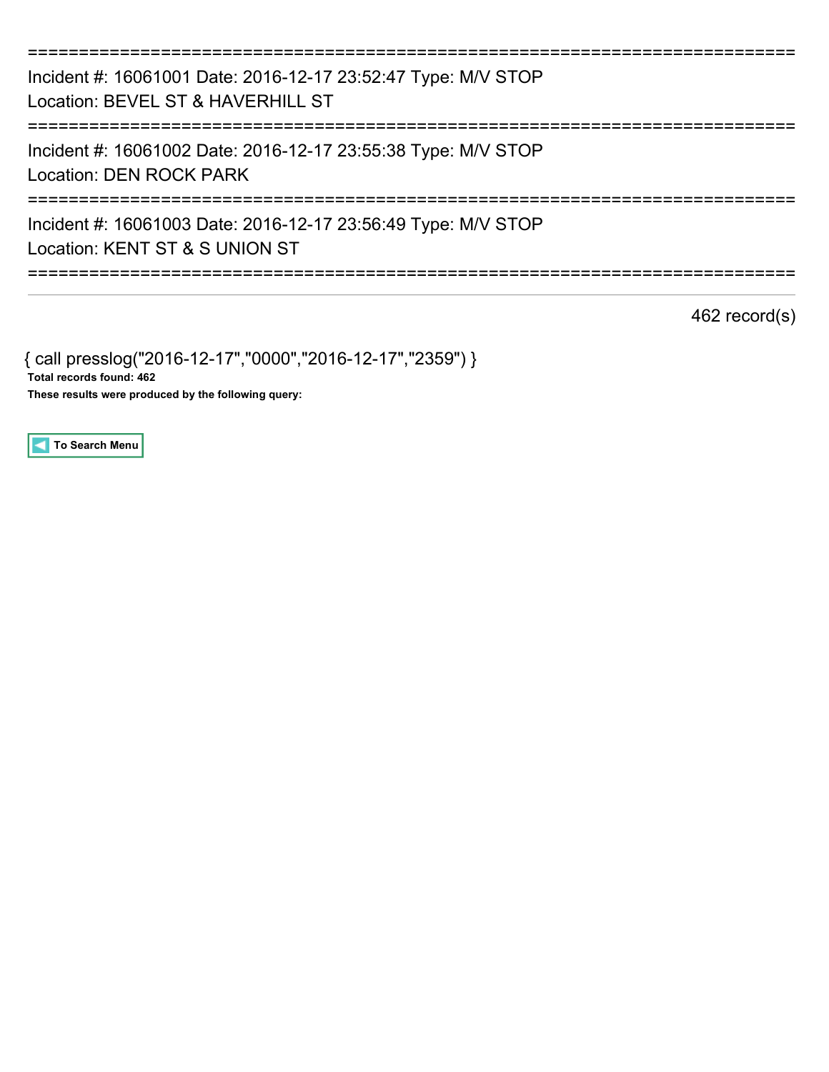===========================================================================

Incident #: 16061001 Date: 2016-12-17 23:52:47 Type: M/V STOP
Location: BEVEL ST & HAVERHILL ST

===========================================================================

Incident #: 16061002 Date: 2016-12-17 23:55:38 Type: M/V STOP
Location: DEN ROCK PARK

===========================================================================

Incident #: 16061003 Date: 2016-12-17 23:56:49 Type: M/V STOP
Location: KENT ST & S UNION ST

===========================================================================

462 record(s)

{ call presslog("2016-12-17","0000","2016-12-17","2359") }

**Total records found: 462**

**These results were produced by the following query:**

**To Search Menu**